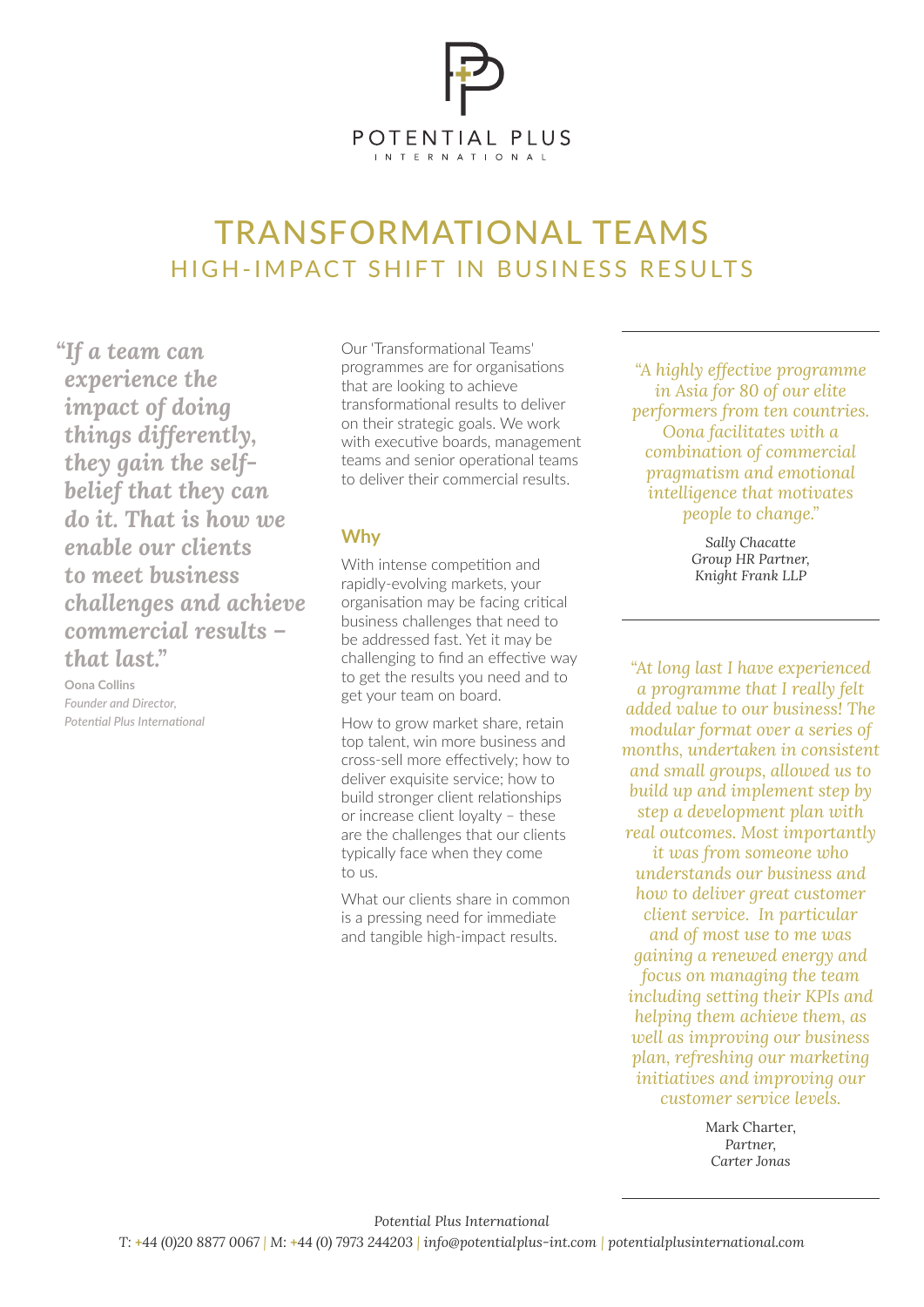POTENTIAL PLUS
INTERNATIONAL

# TRANSFORMATIONAL TEAMS
## HIGH-IMPACT SHIFT IN BUSINESS RESULTS

***"If a team can experience the impact of doing things differently, they gain the self-belief that they can do it. That is how we enable our clients to meet business challenges and achieve commercial results – that last."***

**Oona Collins**
*Founder and Director,*
*Potential Plus International*

Our 'Transformational Teams' programmes are for organisations that are looking to achieve transformational results to deliver on their strategic goals. We work with executive boards, management teams and senior operational teams to deliver their commercial results.

### Why

With intense competition and rapidly-evolving markets, your organisation may be facing critical business challenges that need to be addressed fast. Yet it may be challenging to find an effective way to get the results you need and to get your team on board.

How to grow market share, retain top talent, win more business and cross-sell more effectively; how to deliver exquisite service; how to build stronger client relationships or increase client loyalty – these are the challenges that our clients typically face when they come to us.

What our clients share in common is a pressing need for immediate and tangible high-impact results.

---

*"A highly effective programme in Asia for 80 of our elite performers from ten countries. Oona facilitates with a combination of commercial pragmatism and emotional intelligence that motivates people to change."*

*Sally Chacatte*
*Group HR Partner,*
*Knight Frank LLP*

---

*"At long last I have experienced a programme that I really felt added value to our business! The modular format over a series of months, undertaken in consistent and small groups, allowed us to build up and implement step by step a development plan with real outcomes. Most importantly it was from someone who understands our business and how to deliver great customer client service. In particular and of most use to me was gaining a renewed energy and focus on managing the team including setting their KPIs and helping them achieve them, as well as improving our business plan, refreshing our marketing initiatives and improving our customer service levels.*

Mark Charter,
*Partner,*
*Carter Jonas*

---

*Potential Plus International*
T: +44 (0)20 8877 0067 | M: +44 (0) 7973 244203 | *info@potentialplus-int.com* | *potentialplusinternational.com*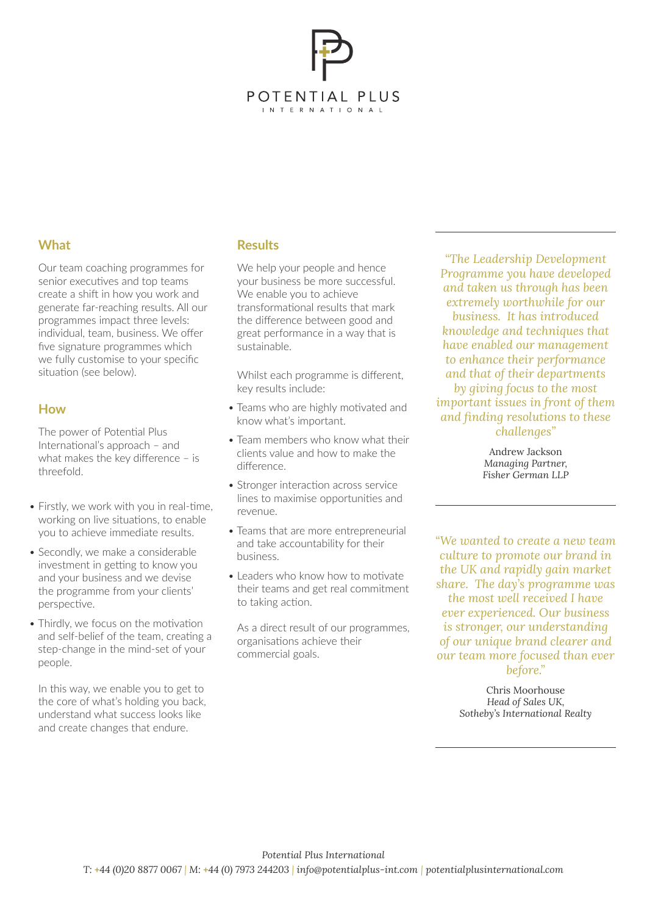# POTENTIAL PLUS
INTERNATIONAL

## What

Our team coaching programmes for senior executives and top teams create a shift in how you work and generate far-reaching results. All our programmes impact three levels: individual, team, business. We offer five signature programmes which we fully customise to your specific situation (see below).

## How

The power of Potential Plus International's approach – and what makes the key difference – is threefold.

- Firstly, we work with you in real-time, working on live situations, to enable you to achieve immediate results.
- Secondly, we make a considerable investment in getting to know you and your business and we devise the programme from your clients' perspective.
- Thirdly, we focus on the motivation and self-belief of the team, creating a step-change in the mind-set of your people.

In this way, we enable you to get to the core of what's holding you back, understand what success looks like and create changes that endure.

## Results

We help your people and hence your business be more successful. We enable you to achieve transformational results that mark the difference between good and great performance in a way that is sustainable.

Whilst each programme is different, key results include:

- Teams who are highly motivated and know what's important.
- Team members who know what their clients value and how to make the difference.
- Stronger interaction across service lines to maximise opportunities and revenue.
- Teams that are more entrepreneurial and take accountability for their business.
- Leaders who know how to motivate their teams and get real commitment to taking action.

As a direct result of our programmes, organisations achieve their commercial goals.

---

*"The Leadership Development Programme you have developed and taken us through has been extremely worthwhile for our business. It has introduced knowledge and techniques that have enabled our management to enhance their performance and that of their departments by giving focus to the most important issues in front of them and finding resolutions to these challenges"*

Andrew Jackson
*Managing Partner,*
*Fisher German LLP*

---

*"We wanted to create a new team culture to promote our brand in the UK and rapidly gain market share. The day's programme was the most well received I have ever experienced. Our business is stronger, our understanding of our unique brand clearer and our team more focused than ever before."*

Chris Moorhouse
*Head of Sales UK,*
*Sotheby's International Realty*

---

*Potential Plus International*
*T: +44 (0)20 8877 0067 | M: +44 (0) 7973 244203 | info@potentialplus-int.com | potentialplusinternational.com*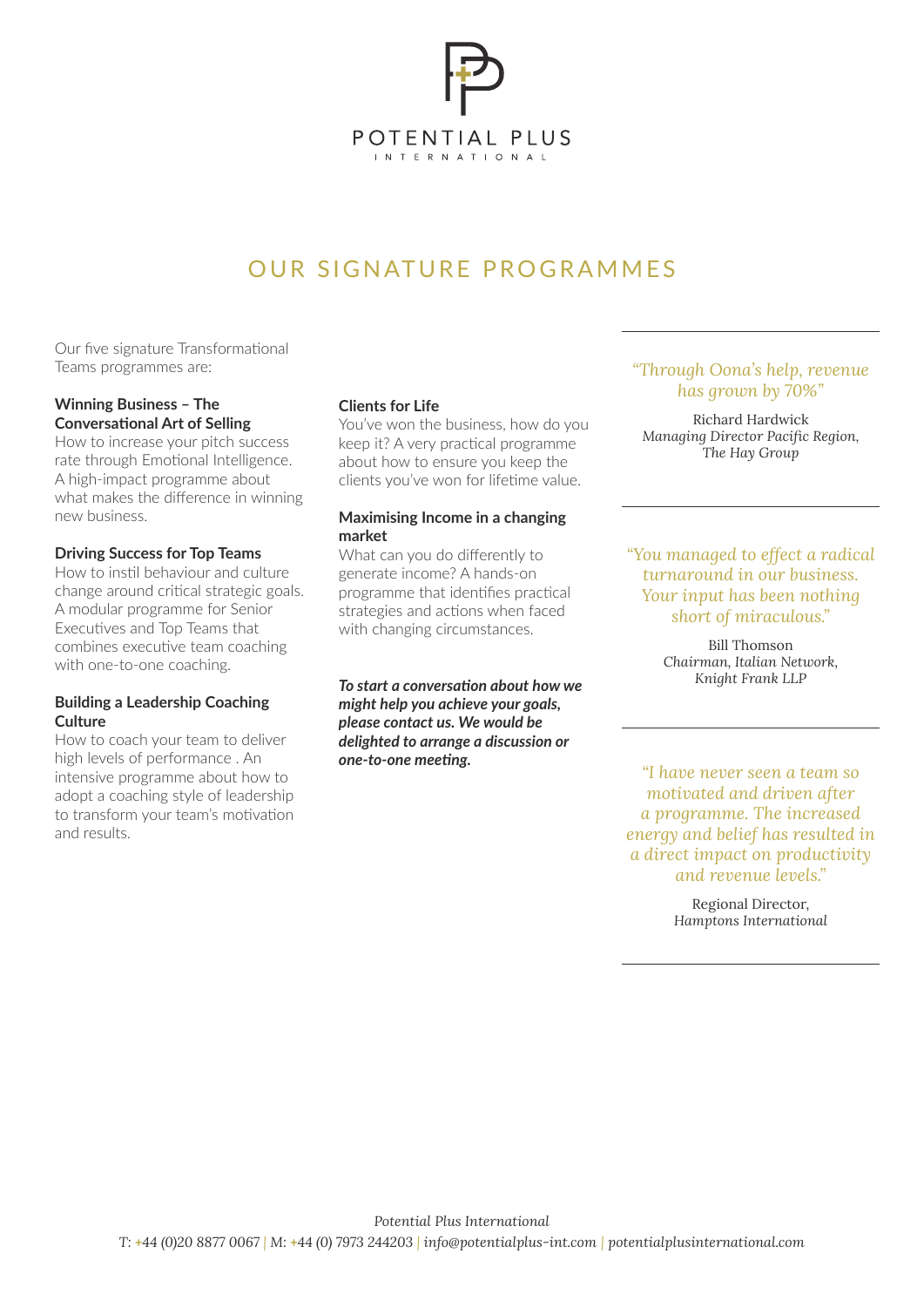POTENTIAL PLUS

INTERNATIONAL

# OUR SIGNATURE PROGRAMMES

Our five signature Transformational Teams programmes are:

**Winning Business – The Conversational Art of Selling**
How to increase your pitch success rate through Emotional Intelligence. A high-impact programme about what makes the difference in winning new business.

**Driving Success for Top Teams**
How to instil behaviour and culture change around critical strategic goals. A modular programme for Senior Executives and Top Teams that combines executive team coaching with one-to-one coaching.

**Building a Leadership Coaching Culture**
How to coach your team to deliver high levels of performance . An intensive programme about how to adopt a coaching style of leadership to transform your team's motivation and results.

**Clients for Life**
You've won the business, how do you keep it? A very practical programme about how to ensure you keep the clients you've won for lifetime value.

**Maximising Income in a changing market**
What can you do differently to generate income? A hands-on programme that identifies practical strategies and actions when faced with changing circumstances.

***To start a conversation about how we might help you achieve your goals, please contact us. We would be delighted to arrange a discussion or one-to-one meeting.***

---

*"Through Oona's help, revenue has grown by 70%"*

Richard Hardwick
*Managing Director Pacific Region, The Hay Group*

---

*"You managed to effect a radical turnaround in our business. Your input has been nothing short of miraculous."*

Bill Thomson
*Chairman, Italian Network, Knight Frank LLP*

---

*"I have never seen a team so motivated and driven after a programme. The increased energy and belief has resulted in a direct impact on productivity and revenue levels."*

Regional Director,
*Hamptons International*

---

*Potential Plus International*
T: +44 (0)20 8877 0067 | M: +44 (0) 7973 244203 | *info@potentialplus-int.com* | *potentialplusinternational.com*